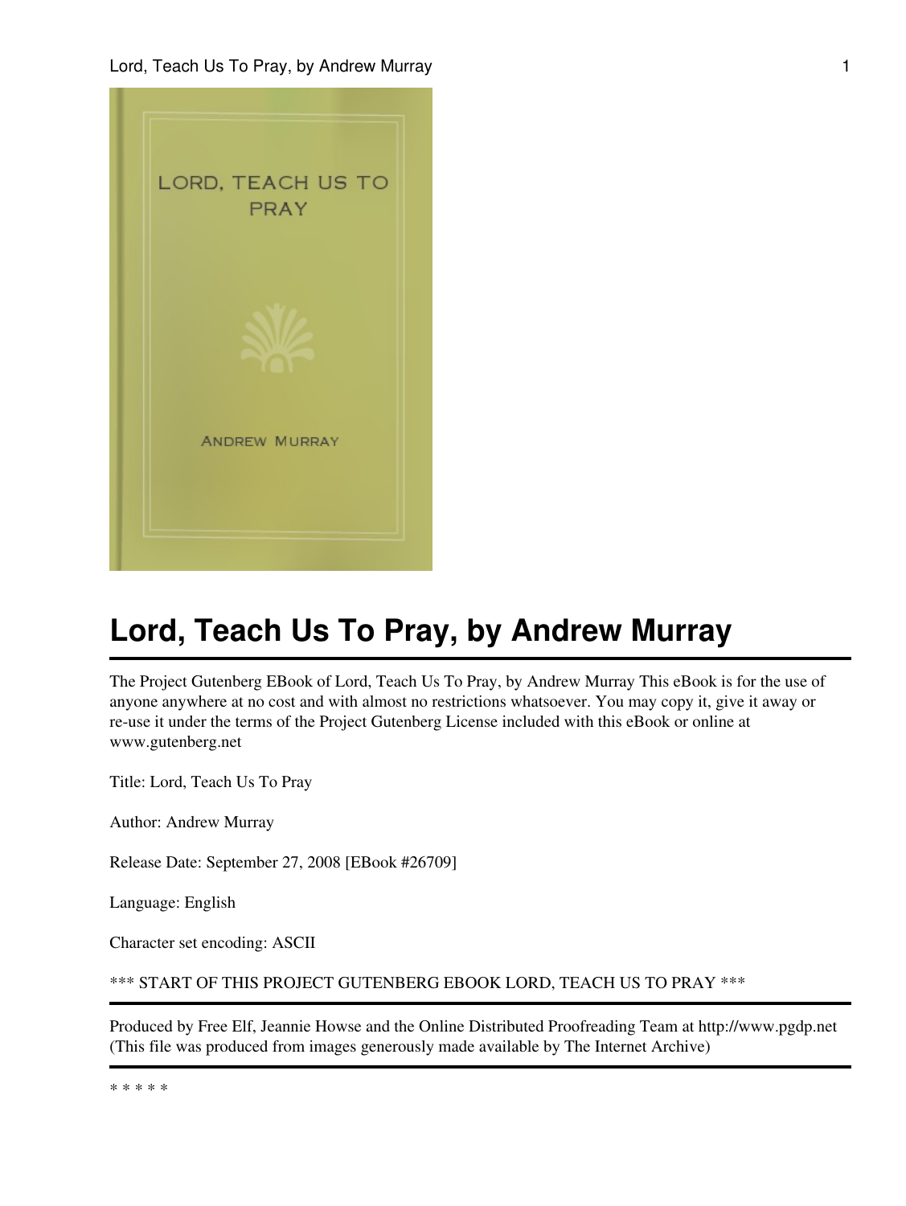# Lord, Teach Us To Pray, by Andrew Murray

The Project Gutenberg EBook of Lord, Teach Us To Pray, by Andrew Murray This eBook is for the use of anyone anywhere at no cost and with almost no restrictions whatsoever. You may copy it, give it away or re-use it under the terms of the Project Gutenberg License included with this eBook or online at www.gutenberg.net

Title: Lord, Teach Us To Pray

Author: Andrew Murray

Release Date: September 27, 2008 [EBook #26709]

Language: English

Character set encoding: ASCII

*** START OF THIS PROJECT GUTENBERG EBOOK LORD, TEACH US TO PRAY ***

---

Produced by Free Elf, Jeannie Howse and the Online Distributed Proofreading Team at http://www.pgdp.net (This file was produced from images generously made available by The Internet Archive)

---

* * * * *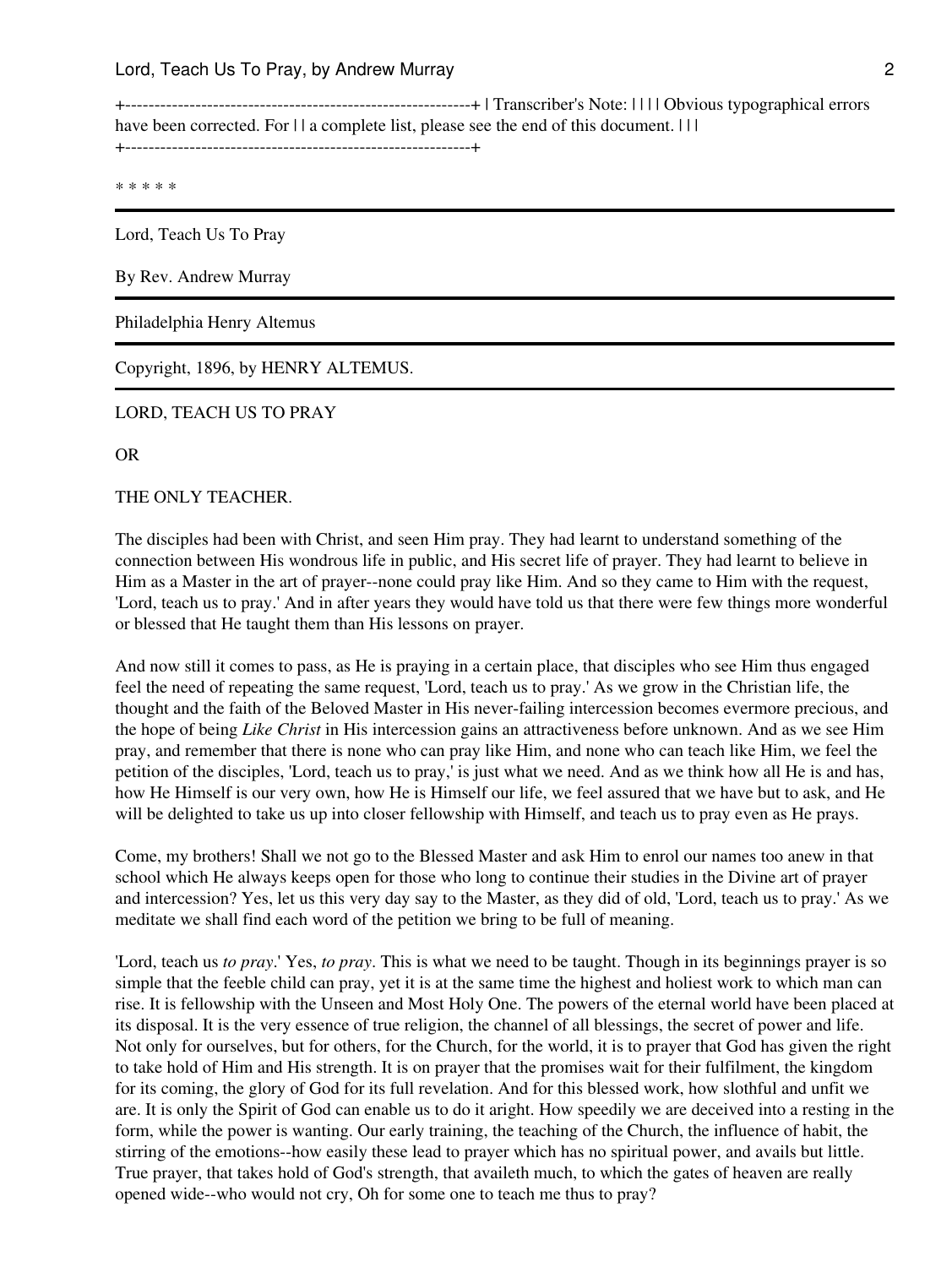+-----------------------------------------------------------+ | Transcriber's Note: | | | | Obvious typographical errors have been corrected. For | | a complete list, please see the end of this document. | | | +-----------------------------------------------------------+

* * * * *

Lord, Teach Us To Pray

By Rev. Andrew Murray

Philadelphia Henry Altemus

Copyright, 1896, by HENRY ALTEMUS.

# LORD, TEACH US TO PRAY

OR

## THE ONLY TEACHER.

The disciples had been with Christ, and seen Him pray. They had learnt to understand something of the connection between His wondrous life in public, and His secret life of prayer. They had learnt to believe in Him as a Master in the art of prayer--none could pray like Him. And so they came to Him with the request, 'Lord, teach us to pray.' And in after years they would have told us that there were few things more wonderful or blessed that He taught them than His lessons on prayer.

And now still it comes to pass, as He is praying in a certain place, that disciples who see Him thus engaged feel the need of repeating the same request, 'Lord, teach us to pray.' As we grow in the Christian life, the thought and the faith of the Beloved Master in His never-failing intercession becomes evermore precious, and the hope of being *Like Christ* in His intercession gains an attractiveness before unknown. And as we see Him pray, and remember that there is none who can pray like Him, and none who can teach like Him, we feel the petition of the disciples, 'Lord, teach us to pray,' is just what we need. And as we think how all He is and has, how He Himself is our very own, how He is Himself our life, we feel assured that we have but to ask, and He will be delighted to take us up into closer fellowship with Himself, and teach us to pray even as He prays.

Come, my brothers! Shall we not go to the Blessed Master and ask Him to enrol our names too anew in that school which He always keeps open for those who long to continue their studies in the Divine art of prayer and intercession? Yes, let us this very day say to the Master, as they did of old, 'Lord, teach us to pray.' As we meditate we shall find each word of the petition we bring to be full of meaning.

'Lord, teach us *to pray*.' Yes, *to pray*. This is what we need to be taught. Though in its beginnings prayer is so simple that the feeble child can pray, yet it is at the same time the highest and holiest work to which man can rise. It is fellowship with the Unseen and Most Holy One. The powers of the eternal world have been placed at its disposal. It is the very essence of true religion, the channel of all blessings, the secret of power and life. Not only for ourselves, but for others, for the Church, for the world, it is to prayer that God has given the right to take hold of Him and His strength. It is on prayer that the promises wait for their fulfilment, the kingdom for its coming, the glory of God for its full revelation. And for this blessed work, how slothful and unfit we are. It is only the Spirit of God can enable us to do it aright. How speedily we are deceived into a resting in the form, while the power is wanting. Our early training, the teaching of the Church, the influence of habit, the stirring of the emotions--how easily these lead to prayer which has no spiritual power, and avails but little. True prayer, that takes hold of God's strength, that availeth much, to which the gates of heaven are really opened wide--who would not cry, Oh for some one to teach me thus to pray?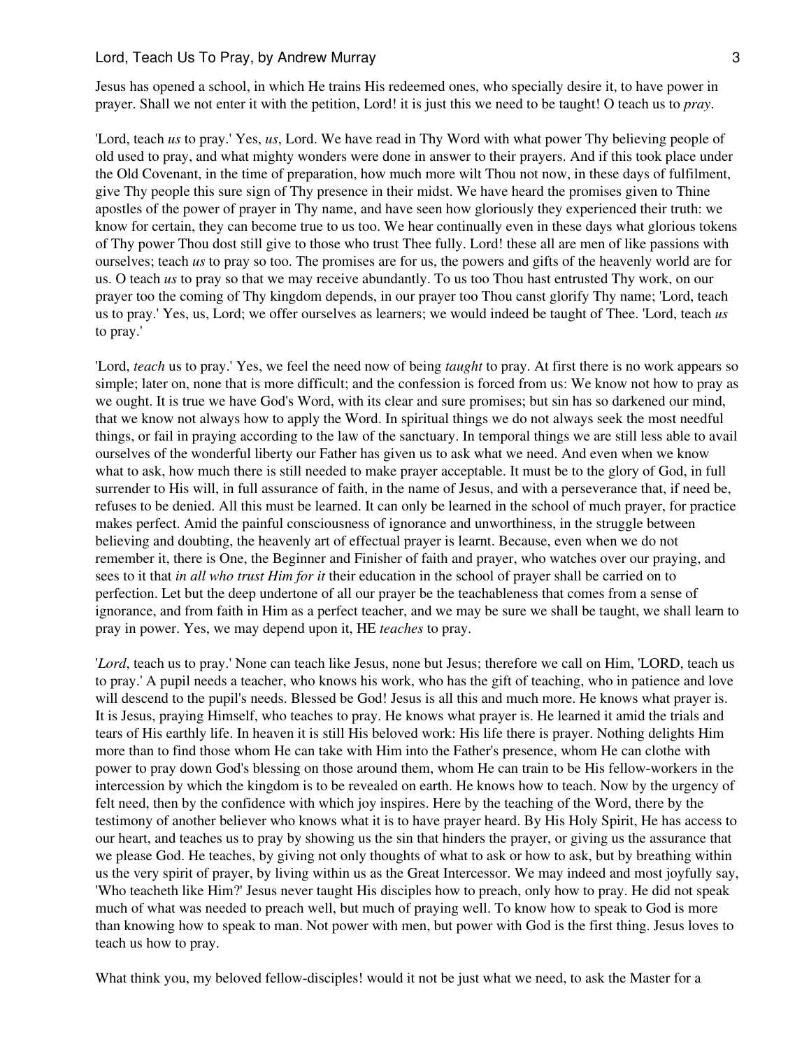Jesus has opened a school, in which He trains His redeemed ones, who specially desire it, to have power in prayer. Shall we not enter it with the petition, Lord! it is just this we need to be taught! O teach us to *pray*.

'Lord, teach *us* to pray.' Yes, *us*, Lord. We have read in Thy Word with what power Thy believing people of old used to pray, and what mighty wonders were done in answer to their prayers. And if this took place under the Old Covenant, in the time of preparation, how much more wilt Thou not now, in these days of fulfilment, give Thy people this sure sign of Thy presence in their midst. We have heard the promises given to Thine apostles of the power of prayer in Thy name, and have seen how gloriously they experienced their truth: we know for certain, they can become true to us too. We hear continually even in these days what glorious tokens of Thy power Thou dost still give to those who trust Thee fully. Lord! these all are men of like passions with ourselves; teach *us* to pray so too. The promises are for us, the powers and gifts of the heavenly world are for us. O teach *us* to pray so that we may receive abundantly. To us too Thou hast entrusted Thy work, on our prayer too the coming of Thy kingdom depends, in our prayer too Thou canst glorify Thy name; 'Lord, teach us to pray.' Yes, us, Lord; we offer ourselves as learners; we would indeed be taught of Thee. 'Lord, teach *us* to pray.'

'Lord, *teach* us to pray.' Yes, we feel the need now of being *taught* to pray. At first there is no work appears so simple; later on, none that is more difficult; and the confession is forced from us: We know not how to pray as we ought. It is true we have God's Word, with its clear and sure promises; but sin has so darkened our mind, that we know not always how to apply the Word. In spiritual things we do not always seek the most needful things, or fail in praying according to the law of the sanctuary. In temporal things we are still less able to avail ourselves of the wonderful liberty our Father has given us to ask what we need. And even when we know what to ask, how much there is still needed to make prayer acceptable. It must be to the glory of God, in full surrender to His will, in full assurance of faith, in the name of Jesus, and with a perseverance that, if need be, refuses to be denied. All this must be learned. It can only be learned in the school of much prayer, for practice makes perfect. Amid the painful consciousness of ignorance and unworthiness, in the struggle between believing and doubting, the heavenly art of effectual prayer is learnt. Because, even when we do not remember it, there is One, the Beginner and Finisher of faith and prayer, who watches over our praying, and sees to it that *in all who trust Him for it* their education in the school of prayer shall be carried on to perfection. Let but the deep undertone of all our prayer be the teachableness that comes from a sense of ignorance, and from faith in Him as a perfect teacher, and we may be sure we shall be taught, we shall learn to pray in power. Yes, we may depend upon it, HE *teaches* to pray.

'*Lord*, teach us to pray.' None can teach like Jesus, none but Jesus; therefore we call on Him, 'LORD, teach us to pray.' A pupil needs a teacher, who knows his work, who has the gift of teaching, who in patience and love will descend to the pupil's needs. Blessed be God! Jesus is all this and much more. He knows what prayer is. It is Jesus, praying Himself, who teaches to pray. He knows what prayer is. He learned it amid the trials and tears of His earthly life. In heaven it is still His beloved work: His life there is prayer. Nothing delights Him more than to find those whom He can take with Him into the Father's presence, whom He can clothe with power to pray down God's blessing on those around them, whom He can train to be His fellow-workers in the intercession by which the kingdom is to be revealed on earth. He knows how to teach. Now by the urgency of felt need, then by the confidence with which joy inspires. Here by the teaching of the Word, there by the testimony of another believer who knows what it is to have prayer heard. By His Holy Spirit, He has access to our heart, and teaches us to pray by showing us the sin that hinders the prayer, or giving us the assurance that we please God. He teaches, by giving not only thoughts of what to ask or how to ask, but by breathing within us the very spirit of prayer, by living within us as the Great Intercessor. We may indeed and most joyfully say, 'Who teacheth like Him?' Jesus never taught His disciples how to preach, only how to pray. He did not speak much of what was needed to preach well, but much of praying well. To know how to speak to God is more than knowing how to speak to man. Not power with men, but power with God is the first thing. Jesus loves to teach us how to pray.

What think you, my beloved fellow-disciples! would it not be just what we need, to ask the Master for a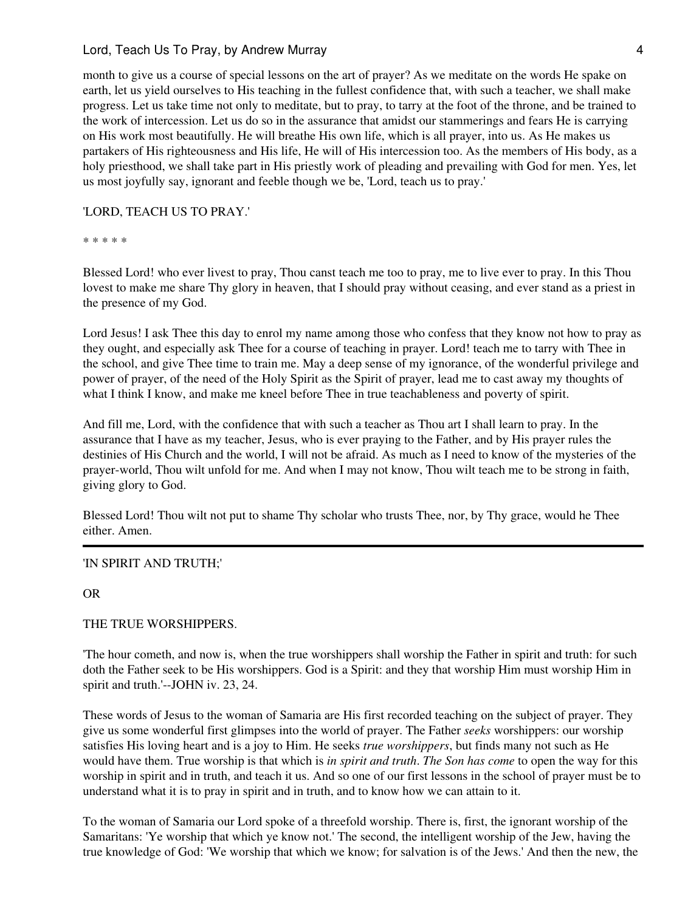month to give us a course of special lessons on the art of prayer? As we meditate on the words He spake on earth, let us yield ourselves to His teaching in the fullest confidence that, with such a teacher, we shall make progress. Let us take time not only to meditate, but to pray, to tarry at the foot of the throne, and be trained to the work of intercession. Let us do so in the assurance that amidst our stammerings and fears He is carrying on His work most beautifully. He will breathe His own life, which is all prayer, into us. As He makes us partakers of His righteousness and His life, He will of His intercession too. As the members of His body, as a holy priesthood, we shall take part in His priestly work of pleading and prevailing with God for men. Yes, let us most joyfully say, ignorant and feeble though we be, 'Lord, teach us to pray.'

'LORD, TEACH US TO PRAY.'

* * * * *

Blessed Lord! who ever livest to pray, Thou canst teach me too to pray, me to live ever to pray. In this Thou lovest to make me share Thy glory in heaven, that I should pray without ceasing, and ever stand as a priest in the presence of my God.

Lord Jesus! I ask Thee this day to enrol my name among those who confess that they know not how to pray as they ought, and especially ask Thee for a course of teaching in prayer. Lord! teach me to tarry with Thee in the school, and give Thee time to train me. May a deep sense of my ignorance, of the wonderful privilege and power of prayer, of the need of the Holy Spirit as the Spirit of prayer, lead me to cast away my thoughts of what I think I know, and make me kneel before Thee in true teachableness and poverty of spirit.

And fill me, Lord, with the confidence that with such a teacher as Thou art I shall learn to pray. In the assurance that I have as my teacher, Jesus, who is ever praying to the Father, and by His prayer rules the destinies of His Church and the world, I will not be afraid. As much as I need to know of the mysteries of the prayer-world, Thou wilt unfold for me. And when I may not know, Thou wilt teach me to be strong in faith, giving glory to God.

Blessed Lord! Thou wilt not put to shame Thy scholar who trusts Thee, nor, by Thy grace, would he Thee either. Amen.

---

## 'IN SPIRIT AND TRUTH;'

## OR

## THE TRUE WORSHIPPERS.

'The hour cometh, and now is, when the true worshippers shall worship the Father in spirit and truth: for such doth the Father seek to be His worshippers. God is a Spirit: and they that worship Him must worship Him in spirit and truth.'--JOHN iv. 23, 24.

These words of Jesus to the woman of Samaria are His first recorded teaching on the subject of prayer. They give us some wonderful first glimpses into the world of prayer. The Father *seeks* worshippers: our worship satisfies His loving heart and is a joy to Him. He seeks *true worshippers*, but finds many not such as He would have them. True worship is that which is *in spirit and truth*. *The Son has come* to open the way for this worship in spirit and in truth, and teach it us. And so one of our first lessons in the school of prayer must be to understand what it is to pray in spirit and in truth, and to know how we can attain to it.

To the woman of Samaria our Lord spoke of a threefold worship. There is, first, the ignorant worship of the Samaritans: 'Ye worship that which ye know not.' The second, the intelligent worship of the Jew, having the true knowledge of God: 'We worship that which we know; for salvation is of the Jews.' And then the new, the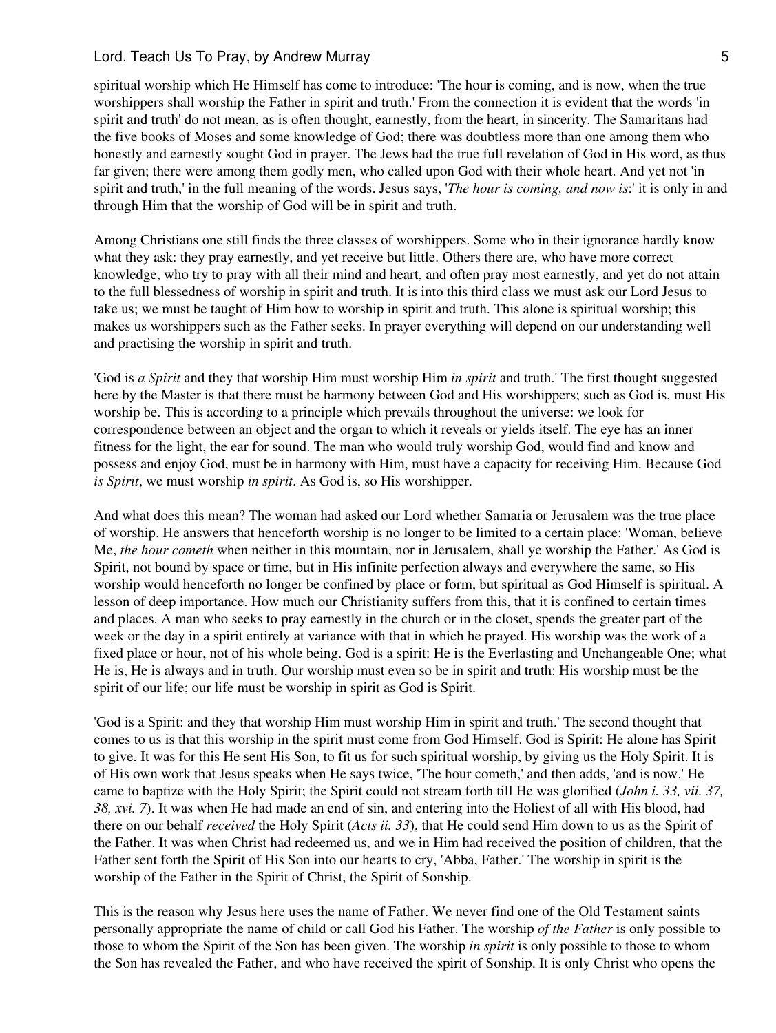spiritual worship which He Himself has come to introduce: 'The hour is coming, and is now, when the true worshippers shall worship the Father in spirit and truth.' From the connection it is evident that the words 'in spirit and truth' do not mean, as is often thought, earnestly, from the heart, in sincerity. The Samaritans had the five books of Moses and some knowledge of God; there was doubtless more than one among them who honestly and earnestly sought God in prayer. The Jews had the true full revelation of God in His word, as thus far given; there were among them godly men, who called upon God with their whole heart. And yet not 'in spirit and truth,' in the full meaning of the words. Jesus says, '*The hour is coming, and now is*:' it is only in and through Him that the worship of God will be in spirit and truth.

Among Christians one still finds the three classes of worshippers. Some who in their ignorance hardly know what they ask: they pray earnestly, and yet receive but little. Others there are, who have more correct knowledge, who try to pray with all their mind and heart, and often pray most earnestly, and yet do not attain to the full blessedness of worship in spirit and truth. It is into this third class we must ask our Lord Jesus to take us; we must be taught of Him how to worship in spirit and truth. This alone is spiritual worship; this makes us worshippers such as the Father seeks. In prayer everything will depend on our understanding well and practising the worship in spirit and truth.

'God is *a Spirit* and they that worship Him must worship Him *in spirit* and truth.' The first thought suggested here by the Master is that there must be harmony between God and His worshippers; such as God is, must His worship be. This is according to a principle which prevails throughout the universe: we look for correspondence between an object and the organ to which it reveals or yields itself. The eye has an inner fitness for the light, the ear for sound. The man who would truly worship God, would find and know and possess and enjoy God, must be in harmony with Him, must have a capacity for receiving Him. Because God *is Spirit*, we must worship *in spirit*. As God is, so His worshipper.

And what does this mean? The woman had asked our Lord whether Samaria or Jerusalem was the true place of worship. He answers that henceforth worship is no longer to be limited to a certain place: 'Woman, believe Me, *the hour cometh* when neither in this mountain, nor in Jerusalem, shall ye worship the Father.' As God is Spirit, not bound by space or time, but in His infinite perfection always and everywhere the same, so His worship would henceforth no longer be confined by place or form, but spiritual as God Himself is spiritual. A lesson of deep importance. How much our Christianity suffers from this, that it is confined to certain times and places. A man who seeks to pray earnestly in the church or in the closet, spends the greater part of the week or the day in a spirit entirely at variance with that in which he prayed. His worship was the work of a fixed place or hour, not of his whole being. God is a spirit: He is the Everlasting and Unchangeable One; what He is, He is always and in truth. Our worship must even so be in spirit and truth: His worship must be the spirit of our life; our life must be worship in spirit as God is Spirit.

'God is a Spirit: and they that worship Him must worship Him in spirit and truth.' The second thought that comes to us is that this worship in the spirit must come from God Himself. God is Spirit: He alone has Spirit to give. It was for this He sent His Son, to fit us for such spiritual worship, by giving us the Holy Spirit. It is of His own work that Jesus speaks when He says twice, 'The hour cometh,' and then adds, 'and is now.' He came to baptize with the Holy Spirit; the Spirit could not stream forth till He was glorified (*John i. 33, vii. 37, 38, xvi. 7*). It was when He had made an end of sin, and entering into the Holiest of all with His blood, had there on our behalf *received* the Holy Spirit (*Acts ii. 33*), that He could send Him down to us as the Spirit of the Father. It was when Christ had redeemed us, and we in Him had received the position of children, that the Father sent forth the Spirit of His Son into our hearts to cry, 'Abba, Father.' The worship in spirit is the worship of the Father in the Spirit of Christ, the Spirit of Sonship.

This is the reason why Jesus here uses the name of Father. We never find one of the Old Testament saints personally appropriate the name of child or call God his Father. The worship *of the Father* is only possible to those to whom the Spirit of the Son has been given. The worship *in spirit* is only possible to those to whom the Son has revealed the Father, and who have received the spirit of Sonship. It is only Christ who opens the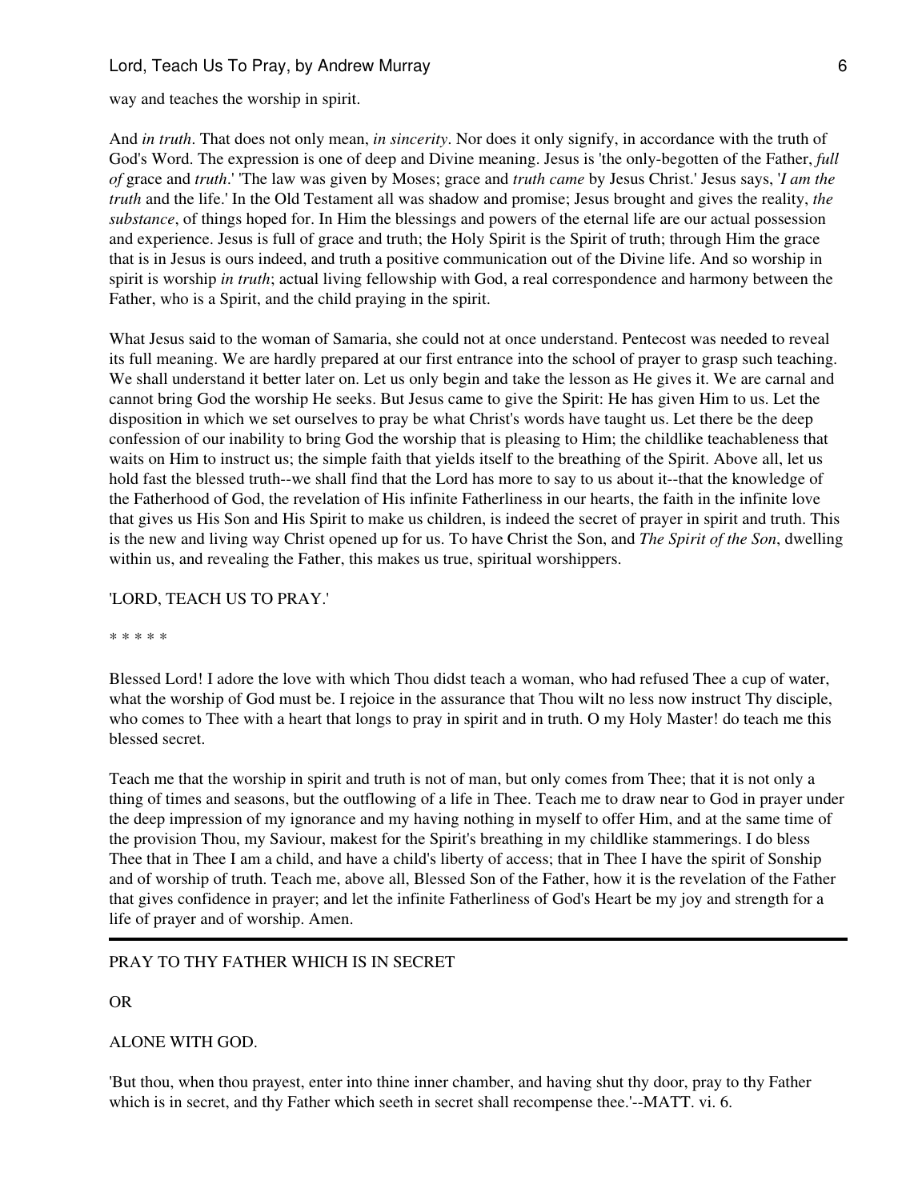way and teaches the worship in spirit.

And *in truth*. That does not only mean, *in sincerity*. Nor does it only signify, in accordance with the truth of God's Word. The expression is one of deep and Divine meaning. Jesus is 'the only-begotten of the Father, *full of* grace and *truth*.' 'The law was given by Moses; grace and *truth came* by Jesus Christ.' Jesus says, '*I am the truth* and the life.' In the Old Testament all was shadow and promise; Jesus brought and gives the reality, *the substance*, of things hoped for. In Him the blessings and powers of the eternal life are our actual possession and experience. Jesus is full of grace and truth; the Holy Spirit is the Spirit of truth; through Him the grace that is in Jesus is ours indeed, and truth a positive communication out of the Divine life. And so worship in spirit is worship *in truth*; actual living fellowship with God, a real correspondence and harmony between the Father, who is a Spirit, and the child praying in the spirit.

What Jesus said to the woman of Samaria, she could not at once understand. Pentecost was needed to reveal its full meaning. We are hardly prepared at our first entrance into the school of prayer to grasp such teaching. We shall understand it better later on. Let us only begin and take the lesson as He gives it. We are carnal and cannot bring God the worship He seeks. But Jesus came to give the Spirit: He has given Him to us. Let the disposition in which we set ourselves to pray be what Christ's words have taught us. Let there be the deep confession of our inability to bring God the worship that is pleasing to Him; the childlike teachableness that waits on Him to instruct us; the simple faith that yields itself to the breathing of the Spirit. Above all, let us hold fast the blessed truth--we shall find that the Lord has more to say to us about it--that the knowledge of the Fatherhood of God, the revelation of His infinite Fatherliness in our hearts, the faith in the infinite love that gives us His Son and His Spirit to make us children, is indeed the secret of prayer in spirit and truth. This is the new and living way Christ opened up for us. To have Christ the Son, and *The Spirit of the Son*, dwelling within us, and revealing the Father, this makes us true, spiritual worshippers.

'LORD, TEACH US TO PRAY.'

* * * * *

Blessed Lord! I adore the love with which Thou didst teach a woman, who had refused Thee a cup of water, what the worship of God must be. I rejoice in the assurance that Thou wilt no less now instruct Thy disciple, who comes to Thee with a heart that longs to pray in spirit and in truth. O my Holy Master! do teach me this blessed secret.

Teach me that the worship in spirit and truth is not of man, but only comes from Thee; that it is not only a thing of times and seasons, but the outflowing of a life in Thee. Teach me to draw near to God in prayer under the deep impression of my ignorance and my having nothing in myself to offer Him, and at the same time of the provision Thou, my Saviour, makest for the Spirit's breathing in my childlike stammerings. I do bless Thee that in Thee I am a child, and have a child's liberty of access; that in Thee I have the spirit of Sonship and of worship of truth. Teach me, above all, Blessed Son of the Father, how it is the revelation of the Father that gives confidence in prayer; and let the infinite Fatherliness of God's Heart be my joy and strength for a life of prayer and of worship. Amen.

---

## PRAY TO THY FATHER WHICH IS IN SECRET

## OR

## ALONE WITH GOD.

'But thou, when thou prayest, enter into thine inner chamber, and having shut thy door, pray to thy Father which is in secret, and thy Father which seeth in secret shall recompense thee.'--MATT. vi. 6.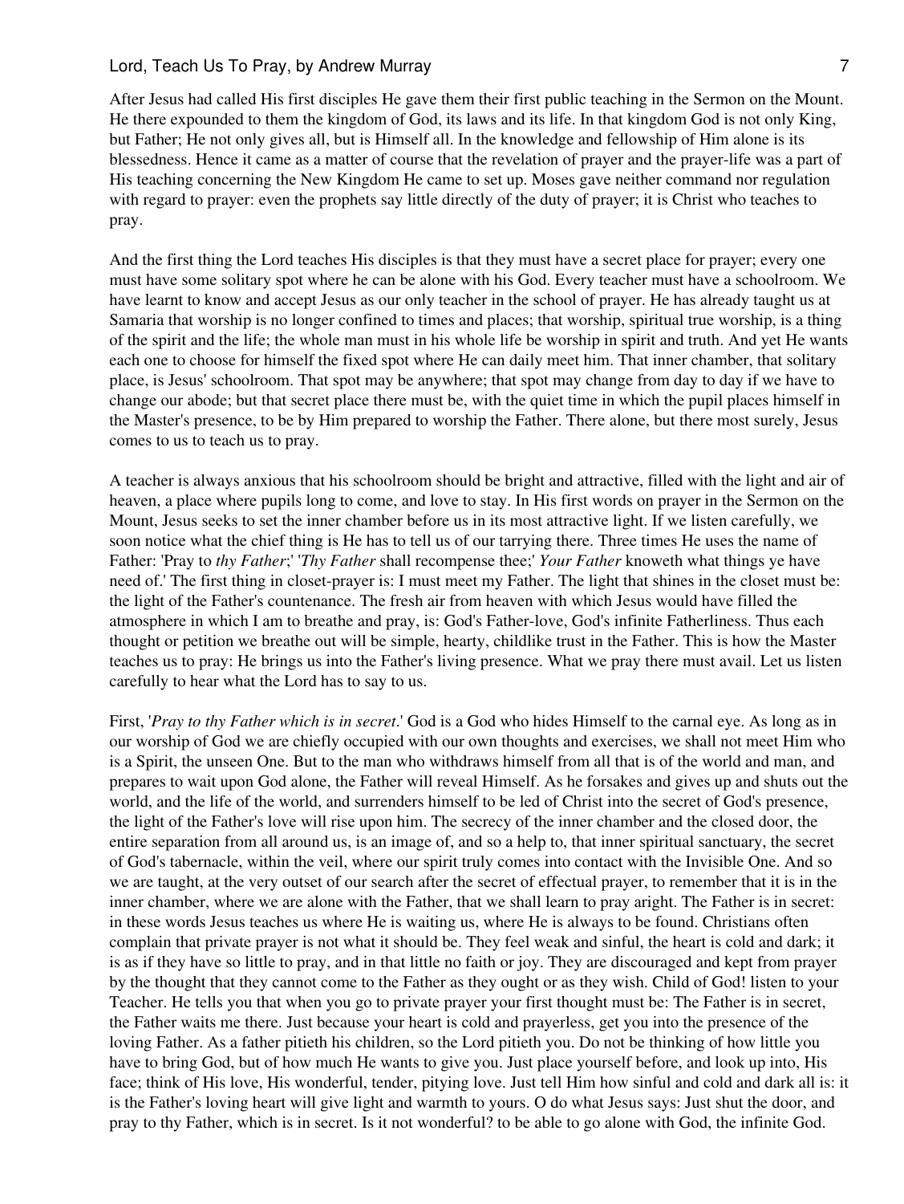After Jesus had called His first disciples He gave them their first public teaching in the Sermon on the Mount. He there expounded to them the kingdom of God, its laws and its life. In that kingdom God is not only King, but Father; He not only gives all, but is Himself all. In the knowledge and fellowship of Him alone is its blessedness. Hence it came as a matter of course that the revelation of prayer and the prayer-life was a part of His teaching concerning the New Kingdom He came to set up. Moses gave neither command nor regulation with regard to prayer: even the prophets say little directly of the duty of prayer; it is Christ who teaches to pray.

And the first thing the Lord teaches His disciples is that they must have a secret place for prayer; every one must have some solitary spot where he can be alone with his God. Every teacher must have a schoolroom. We have learnt to know and accept Jesus as our only teacher in the school of prayer. He has already taught us at Samaria that worship is no longer confined to times and places; that worship, spiritual true worship, is a thing of the spirit and the life; the whole man must in his whole life be worship in spirit and truth. And yet He wants each one to choose for himself the fixed spot where He can daily meet him. That inner chamber, that solitary place, is Jesus' schoolroom. That spot may be anywhere; that spot may change from day to day if we have to change our abode; but that secret place there must be, with the quiet time in which the pupil places himself in the Master's presence, to be by Him prepared to worship the Father. There alone, but there most surely, Jesus comes to us to teach us to pray.

A teacher is always anxious that his schoolroom should be bright and attractive, filled with the light and air of heaven, a place where pupils long to come, and love to stay. In His first words on prayer in the Sermon on the Mount, Jesus seeks to set the inner chamber before us in its most attractive light. If we listen carefully, we soon notice what the chief thing is He has to tell us of our tarrying there. Three times He uses the name of Father: 'Pray to *thy Father*;' '*Thy Father* shall recompense thee;' *Your Father* knoweth what things ye have need of.' The first thing in closet-prayer is: I must meet my Father. The light that shines in the closet must be: the light of the Father's countenance. The fresh air from heaven with which Jesus would have filled the atmosphere in which I am to breathe and pray, is: God's Father-love, God's infinite Fatherliness. Thus each thought or petition we breathe out will be simple, hearty, childlike trust in the Father. This is how the Master teaches us to pray: He brings us into the Father's living presence. What we pray there must avail. Let us listen carefully to hear what the Lord has to say to us.

First, '*Pray to thy Father which is in secret*.' God is a God who hides Himself to the carnal eye. As long as in our worship of God we are chiefly occupied with our own thoughts and exercises, we shall not meet Him who is a Spirit, the unseen One. But to the man who withdraws himself from all that is of the world and man, and prepares to wait upon God alone, the Father will reveal Himself. As he forsakes and gives up and shuts out the world, and the life of the world, and surrenders himself to be led of Christ into the secret of God's presence, the light of the Father's love will rise upon him. The secrecy of the inner chamber and the closed door, the entire separation from all around us, is an image of, and so a help to, that inner spiritual sanctuary, the secret of God's tabernacle, within the veil, where our spirit truly comes into contact with the Invisible One. And so we are taught, at the very outset of our search after the secret of effectual prayer, to remember that it is in the inner chamber, where we are alone with the Father, that we shall learn to pray aright. The Father is in secret: in these words Jesus teaches us where He is waiting us, where He is always to be found. Christians often complain that private prayer is not what it should be. They feel weak and sinful, the heart is cold and dark; it is as if they have so little to pray, and in that little no faith or joy. They are discouraged and kept from prayer by the thought that they cannot come to the Father as they ought or as they wish. Child of God! listen to your Teacher. He tells you that when you go to private prayer your first thought must be: The Father is in secret, the Father waits me there. Just because your heart is cold and prayerless, get you into the presence of the loving Father. As a father pitieth his children, so the Lord pitieth you. Do not be thinking of how little you have to bring God, but of how much He wants to give you. Just place yourself before, and look up into, His face; think of His love, His wonderful, tender, pitying love. Just tell Him how sinful and cold and dark all is: it is the Father's loving heart will give light and warmth to yours. O do what Jesus says: Just shut the door, and pray to thy Father, which is in secret. Is it not wonderful? to be able to go alone with God, the infinite God.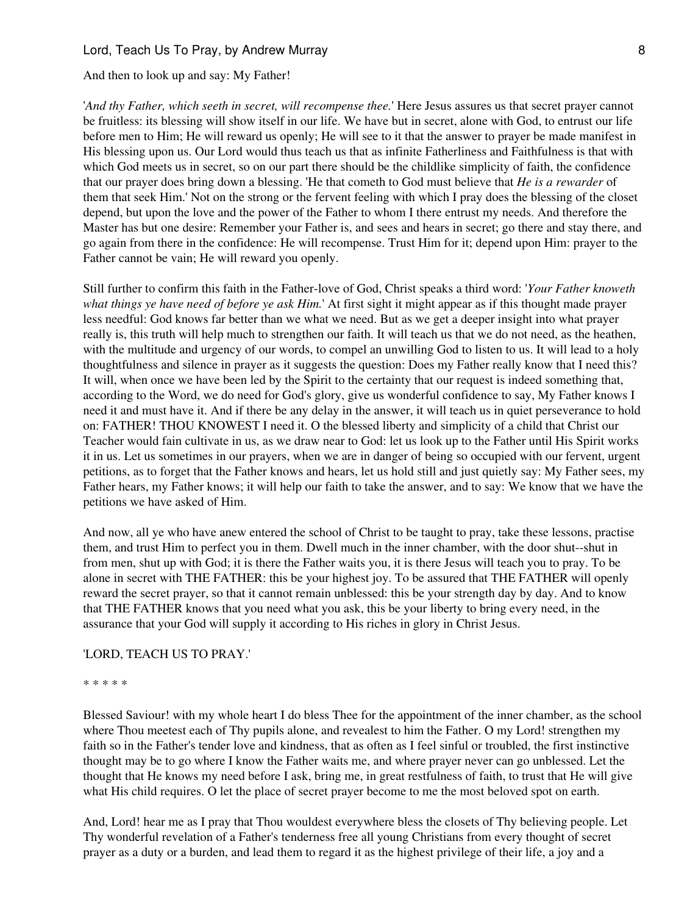And then to look up and say: My Father!

'*And thy Father, which seeth in secret, will recompense thee.*' Here Jesus assures us that secret prayer cannot be fruitless: its blessing will show itself in our life. We have but in secret, alone with God, to entrust our life before men to Him; He will reward us openly; He will see to it that the answer to prayer be made manifest in His blessing upon us. Our Lord would thus teach us that as infinite Fatherliness and Faithfulness is that with which God meets us in secret, so on our part there should be the childlike simplicity of faith, the confidence that our prayer does bring down a blessing. 'He that cometh to God must believe that *He is a rewarder* of them that seek Him.' Not on the strong or the fervent feeling with which I pray does the blessing of the closet depend, but upon the love and the power of the Father to whom I there entrust my needs. And therefore the Master has but one desire: Remember your Father is, and sees and hears in secret; go there and stay there, and go again from there in the confidence: He will recompense. Trust Him for it; depend upon Him: prayer to the Father cannot be vain; He will reward you openly.

Still further to confirm this faith in the Father-love of God, Christ speaks a third word: '*Your Father knoweth what things ye have need of before ye ask Him.*' At first sight it might appear as if this thought made prayer less needful: God knows far better than we what we need. But as we get a deeper insight into what prayer really is, this truth will help much to strengthen our faith. It will teach us that we do not need, as the heathen, with the multitude and urgency of our words, to compel an unwilling God to listen to us. It will lead to a holy thoughtfulness and silence in prayer as it suggests the question: Does my Father really know that I need this? It will, when once we have been led by the Spirit to the certainty that our request is indeed something that, according to the Word, we do need for God's glory, give us wonderful confidence to say, My Father knows I need it and must have it. And if there be any delay in the answer, it will teach us in quiet perseverance to hold on: FATHER! THOU KNOWEST I need it. O the blessed liberty and simplicity of a child that Christ our Teacher would fain cultivate in us, as we draw near to God: let us look up to the Father until His Spirit works it in us. Let us sometimes in our prayers, when we are in danger of being so occupied with our fervent, urgent petitions, as to forget that the Father knows and hears, let us hold still and just quietly say: My Father sees, my Father hears, my Father knows; it will help our faith to take the answer, and to say: We know that we have the petitions we have asked of Him.

And now, all ye who have anew entered the school of Christ to be taught to pray, take these lessons, practise them, and trust Him to perfect you in them. Dwell much in the inner chamber, with the door shut--shut in from men, shut up with God; it is there the Father waits you, it is there Jesus will teach you to pray. To be alone in secret with THE FATHER: this be your highest joy. To be assured that THE FATHER will openly reward the secret prayer, so that it cannot remain unblessed: this be your strength day by day. And to know that THE FATHER knows that you need what you ask, this be your liberty to bring every need, in the assurance that your God will supply it according to His riches in glory in Christ Jesus.

'LORD, TEACH US TO PRAY.'

* * * * *

Blessed Saviour! with my whole heart I do bless Thee for the appointment of the inner chamber, as the school where Thou meetest each of Thy pupils alone, and revealest to him the Father. O my Lord! strengthen my faith so in the Father's tender love and kindness, that as often as I feel sinful or troubled, the first instinctive thought may be to go where I know the Father waits me, and where prayer never can go unblessed. Let the thought that He knows my need before I ask, bring me, in great restfulness of faith, to trust that He will give what His child requires. O let the place of secret prayer become to me the most beloved spot on earth.

And, Lord! hear me as I pray that Thou wouldest everywhere bless the closets of Thy believing people. Let Thy wonderful revelation of a Father's tenderness free all young Christians from every thought of secret prayer as a duty or a burden, and lead them to regard it as the highest privilege of their life, a joy and a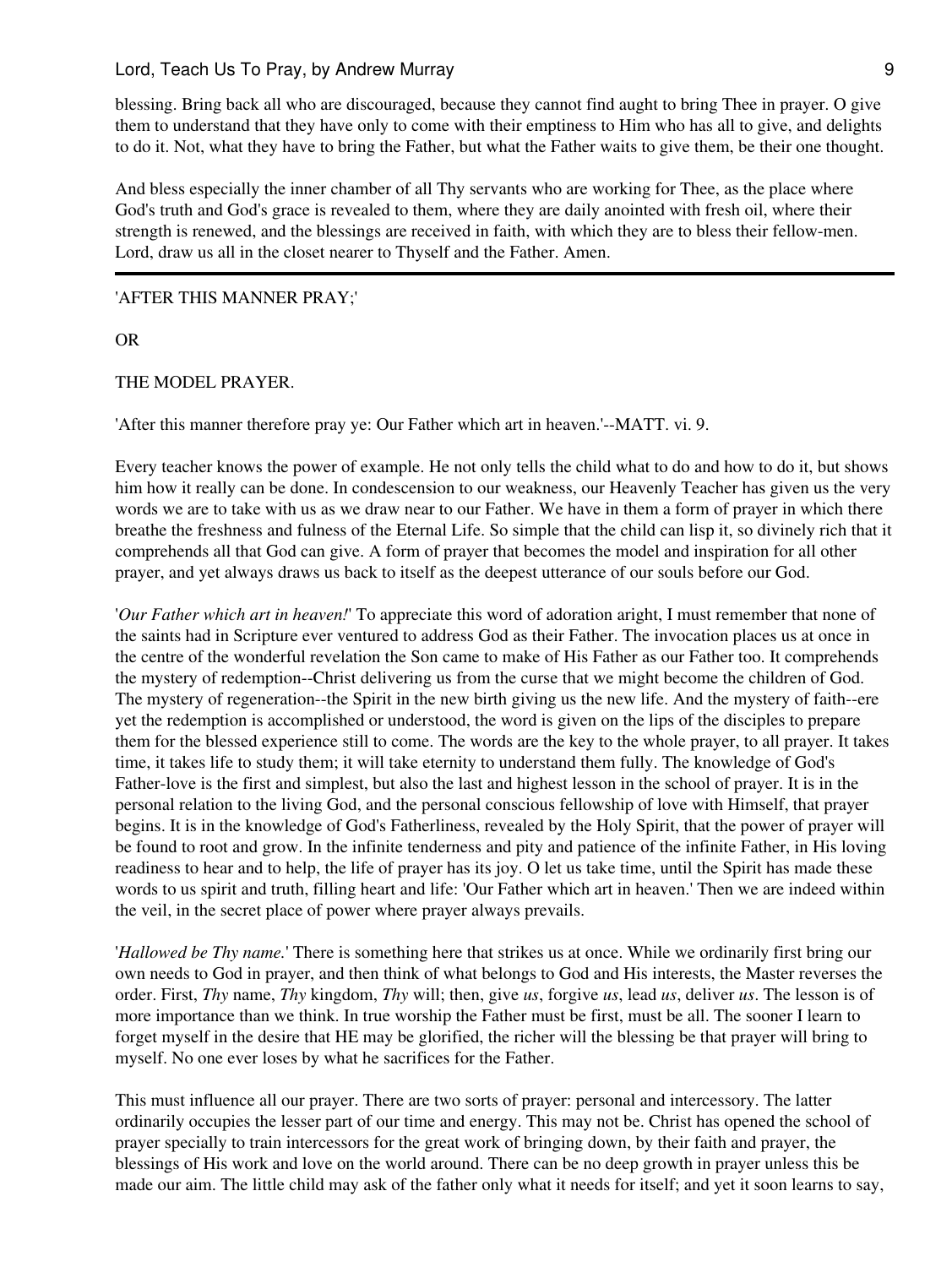blessing. Bring back all who are discouraged, because they cannot find aught to bring Thee in prayer. O give them to understand that they have only to come with their emptiness to Him who has all to give, and delights to do it. Not, what they have to bring the Father, but what the Father waits to give them, be their one thought.

And bless especially the inner chamber of all Thy servants who are working for Thee, as the place where God's truth and God's grace is revealed to them, where they are daily anointed with fresh oil, where their strength is renewed, and the blessings are received in faith, with which they are to bless their fellow-men. Lord, draw us all in the closet nearer to Thyself and the Father. Amen.

---

'AFTER THIS MANNER PRAY;'

OR

THE MODEL PRAYER.

'After this manner therefore pray ye: Our Father which art in heaven.'--MATT. vi. 9.

Every teacher knows the power of example. He not only tells the child what to do and how to do it, but shows him how it really can be done. In condescension to our weakness, our Heavenly Teacher has given us the very words we are to take with us as we draw near to our Father. We have in them a form of prayer in which there breathe the freshness and fulness of the Eternal Life. So simple that the child can lisp it, so divinely rich that it comprehends all that God can give. A form of prayer that becomes the model and inspiration for all other prayer, and yet always draws us back to itself as the deepest utterance of our souls before our God.

'*Our Father which art in heaven!*' To appreciate this word of adoration aright, I must remember that none of the saints had in Scripture ever ventured to address God as their Father. The invocation places us at once in the centre of the wonderful revelation the Son came to make of His Father as our Father too. It comprehends the mystery of redemption--Christ delivering us from the curse that we might become the children of God. The mystery of regeneration--the Spirit in the new birth giving us the new life. And the mystery of faith--ere yet the redemption is accomplished or understood, the word is given on the lips of the disciples to prepare them for the blessed experience still to come. The words are the key to the whole prayer, to all prayer. It takes time, it takes life to study them; it will take eternity to understand them fully. The knowledge of God's Father-love is the first and simplest, but also the last and highest lesson in the school of prayer. It is in the personal relation to the living God, and the personal conscious fellowship of love with Himself, that prayer begins. It is in the knowledge of God's Fatherliness, revealed by the Holy Spirit, that the power of prayer will be found to root and grow. In the infinite tenderness and pity and patience of the infinite Father, in His loving readiness to hear and to help, the life of prayer has its joy. O let us take time, until the Spirit has made these words to us spirit and truth, filling heart and life: 'Our Father which art in heaven.' Then we are indeed within the veil, in the secret place of power where prayer always prevails.

'*Hallowed be Thy name.*' There is something here that strikes us at once. While we ordinarily first bring our own needs to God in prayer, and then think of what belongs to God and His interests, the Master reverses the order. First, *Thy* name, *Thy* kingdom, *Thy* will; then, give *us*, forgive *us*, lead *us*, deliver *us*. The lesson is of more importance than we think. In true worship the Father must be first, must be all. The sooner I learn to forget myself in the desire that HE may be glorified, the richer will the blessing be that prayer will bring to myself. No one ever loses by what he sacrifices for the Father.

This must influence all our prayer. There are two sorts of prayer: personal and intercessory. The latter ordinarily occupies the lesser part of our time and energy. This may not be. Christ has opened the school of prayer specially to train intercessors for the great work of bringing down, by their faith and prayer, the blessings of His work and love on the world around. There can be no deep growth in prayer unless this be made our aim. The little child may ask of the father only what it needs for itself; and yet it soon learns to say,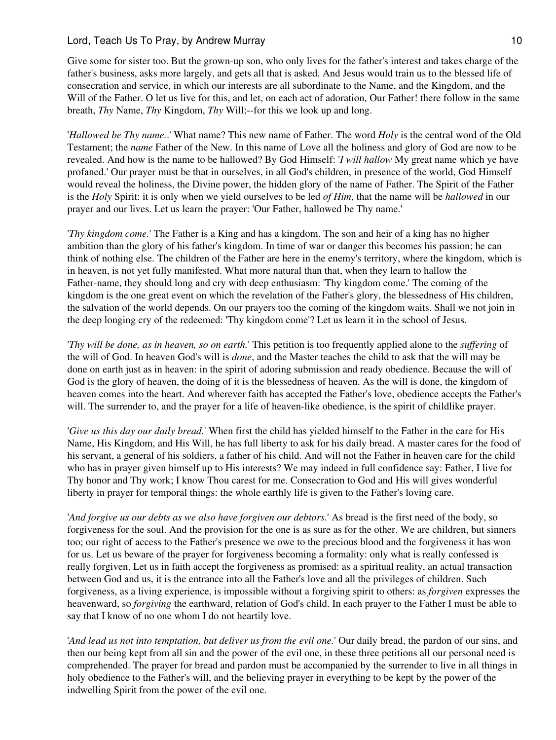Give some for sister too. But the grown-up son, who only lives for the father's interest and takes charge of the father's business, asks more largely, and gets all that is asked. And Jesus would train us to the blessed life of consecration and service, in which our interests are all subordinate to the Name, and the Kingdom, and the Will of the Father. O let us live for this, and let, on each act of adoration, Our Father! there follow in the same breath, *Thy* Name, *Thy* Kingdom, *Thy* Will;--for this we look up and long.

'*Hallowed be Thy name.*.' What name? This new name of Father. The word *Holy* is the central word of the Old Testament; the *name* Father of the New. In this name of Love all the holiness and glory of God are now to be revealed. And how is the name to be hallowed? By God Himself: '*I will hallow* My great name which ye have profaned.' Our prayer must be that in ourselves, in all God's children, in presence of the world, God Himself would reveal the holiness, the Divine power, the hidden glory of the name of Father. The Spirit of the Father is the *Holy* Spirit: it is only when we yield ourselves to be led *of Him*, that the name will be *hallowed* in our prayer and our lives. Let us learn the prayer: 'Our Father, hallowed be Thy name.'

'*Thy kingdom come.*' The Father is a King and has a kingdom. The son and heir of a king has no higher ambition than the glory of his father's kingdom. In time of war or danger this becomes his passion; he can think of nothing else. The children of the Father are here in the enemy's territory, where the kingdom, which is in heaven, is not yet fully manifested. What more natural than that, when they learn to hallow the Father-name, they should long and cry with deep enthusiasm: 'Thy kingdom come.' The coming of the kingdom is the one great event on which the revelation of the Father's glory, the blessedness of His children, the salvation of the world depends. On our prayers too the coming of the kingdom waits. Shall we not join in the deep longing cry of the redeemed: 'Thy kingdom come'? Let us learn it in the school of Jesus.

'*Thy will be done, as in heaven, so on earth.*' This petition is too frequently applied alone to the *suffering* of the will of God. In heaven God's will is *done*, and the Master teaches the child to ask that the will may be done on earth just as in heaven: in the spirit of adoring submission and ready obedience. Because the will of God is the glory of heaven, the doing of it is the blessedness of heaven. As the will is done, the kingdom of heaven comes into the heart. And wherever faith has accepted the Father's love, obedience accepts the Father's will. The surrender to, and the prayer for a life of heaven-like obedience, is the spirit of childlike prayer.

'*Give us this day our daily bread.*' When first the child has yielded himself to the Father in the care for His Name, His Kingdom, and His Will, he has full liberty to ask for his daily bread. A master cares for the food of his servant, a general of his soldiers, a father of his child. And will not the Father in heaven care for the child who has in prayer given himself up to His interests? We may indeed in full confidence say: Father, I live for Thy honor and Thy work; I know Thou carest for me. Consecration to God and His will gives wonderful liberty in prayer for temporal things: the whole earthly life is given to the Father's loving care.

'*And forgive us our debts as we also have forgiven our debtors.*' As bread is the first need of the body, so forgiveness for the soul. And the provision for the one is as sure as for the other. We are children, but sinners too; our right of access to the Father's presence we owe to the precious blood and the forgiveness it has won for us. Let us beware of the prayer for forgiveness becoming a formality: only what is really confessed is really forgiven. Let us in faith accept the forgiveness as promised: as a spiritual reality, an actual transaction between God and us, it is the entrance into all the Father's love and all the privileges of children. Such forgiveness, as a living experience, is impossible without a forgiving spirit to others: as *forgiven* expresses the heavenward, so *forgiving* the earthward, relation of God's child. In each prayer to the Father I must be able to say that I know of no one whom I do not heartily love.

'*And lead us not into temptation, but deliver us from the evil one.*' Our daily bread, the pardon of our sins, and then our being kept from all sin and the power of the evil one, in these three petitions all our personal need is comprehended. The prayer for bread and pardon must be accompanied by the surrender to live in all things in holy obedience to the Father's will, and the believing prayer in everything to be kept by the power of the indwelling Spirit from the power of the evil one.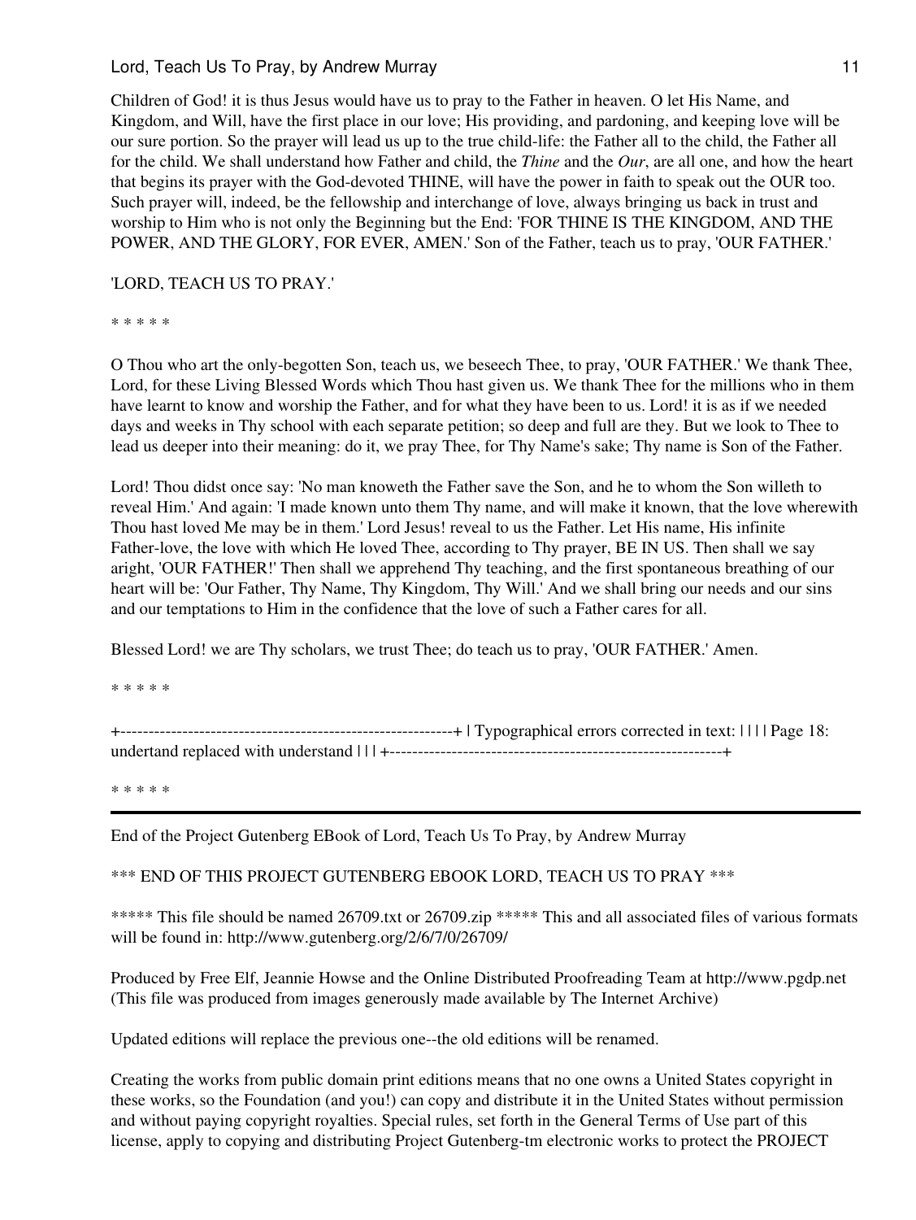Children of God! it is thus Jesus would have us to pray to the Father in heaven. O let His Name, and Kingdom, and Will, have the first place in our love; His providing, and pardoning, and keeping love will be our sure portion. So the prayer will lead us up to the true child-life: the Father all to the child, the Father all for the child. We shall understand how Father and child, the *Thine* and the *Our*, are all one, and how the heart that begins its prayer with the God-devoted THINE, will have the power in faith to speak out the OUR too. Such prayer will, indeed, be the fellowship and interchange of love, always bringing us back in trust and worship to Him who is not only the Beginning but the End: 'FOR THINE IS THE KINGDOM, AND THE POWER, AND THE GLORY, FOR EVER, AMEN.' Son of the Father, teach us to pray, 'OUR FATHER.'

'LORD, TEACH US TO PRAY.'

* * * * *

O Thou who art the only-begotten Son, teach us, we beseech Thee, to pray, 'OUR FATHER.' We thank Thee, Lord, for these Living Blessed Words which Thou hast given us. We thank Thee for the millions who in them have learnt to know and worship the Father, and for what they have been to us. Lord! it is as if we needed days and weeks in Thy school with each separate petition; so deep and full are they. But we look to Thee to lead us deeper into their meaning: do it, we pray Thee, for Thy Name's sake; Thy name is Son of the Father.

Lord! Thou didst once say: 'No man knoweth the Father save the Son, and he to whom the Son willeth to reveal Him.' And again: 'I made known unto them Thy name, and will make it known, that the love wherewith Thou hast loved Me may be in them.' Lord Jesus! reveal to us the Father. Let His name, His infinite Father-love, the love with which He loved Thee, according to Thy prayer, BE IN US. Then shall we say aright, 'OUR FATHER!' Then shall we apprehend Thy teaching, and the first spontaneous breathing of our heart will be: 'Our Father, Thy Name, Thy Kingdom, Thy Will.' And we shall bring our needs and our sins and our temptations to Him in the confidence that the love of such a Father cares for all.

Blessed Lord! we are Thy scholars, we trust Thee; do teach us to pray, 'OUR FATHER.' Amen.

* * * * *

+-----------------------------------------------------------+ | Typographical errors corrected in text: | | | | Page 18: undertand replaced with understand | | | +-----------------------------------------------------------+

* * * * *

---

End of the Project Gutenberg EBook of Lord, Teach Us To Pray, by Andrew Murray

*** END OF THIS PROJECT GUTENBERG EBOOK LORD, TEACH US TO PRAY ***

***** This file should be named 26709.txt or 26709.zip ***** This and all associated files of various formats will be found in: http://www.gutenberg.org/2/6/7/0/26709/

Produced by Free Elf, Jeannie Howse and the Online Distributed Proofreading Team at http://www.pgdp.net (This file was produced from images generously made available by The Internet Archive)

Updated editions will replace the previous one--the old editions will be renamed.

Creating the works from public domain print editions means that no one owns a United States copyright in these works, so the Foundation (and you!) can copy and distribute it in the United States without permission and without paying copyright royalties. Special rules, set forth in the General Terms of Use part of this license, apply to copying and distributing Project Gutenberg-tm electronic works to protect the PROJECT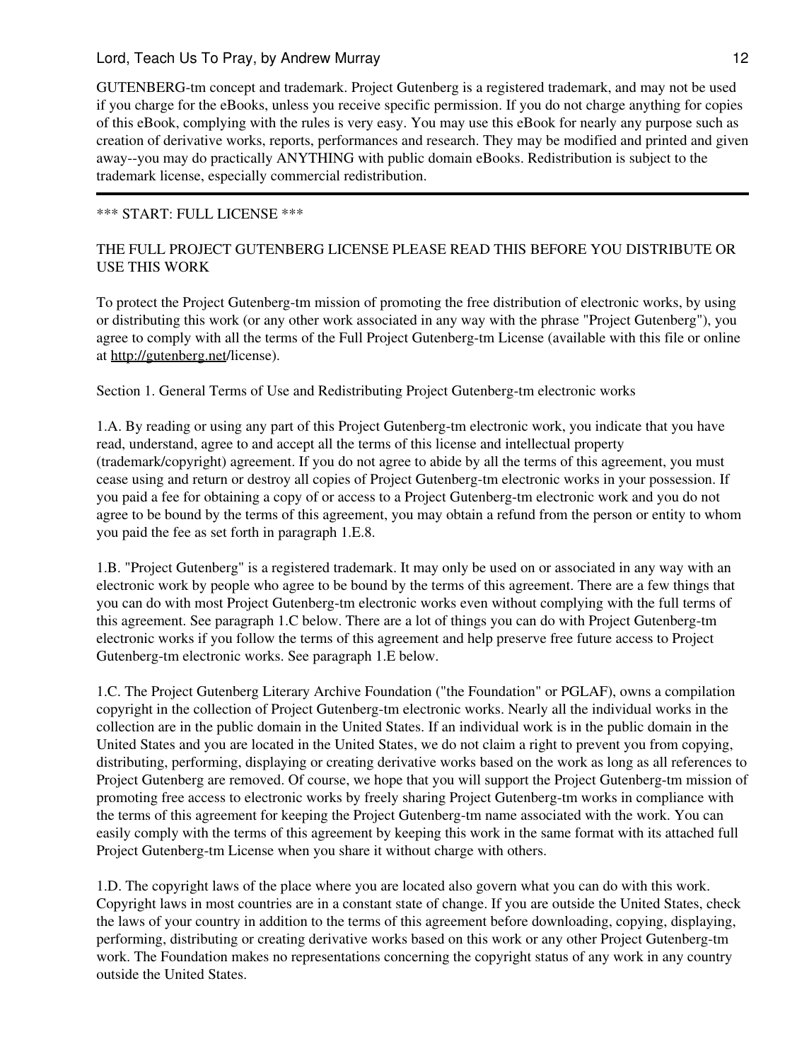GUTENBERG-tm concept and trademark. Project Gutenberg is a registered trademark, and may not be used if you charge for the eBooks, unless you receive specific permission. If you do not charge anything for copies of this eBook, complying with the rules is very easy. You may use this eBook for nearly any purpose such as creation of derivative works, reports, performances and research. They may be modified and printed and given away--you may do practically ANYTHING with public domain eBooks. Redistribution is subject to the trademark license, especially commercial redistribution.

---

*** START: FULL LICENSE ***

THE FULL PROJECT GUTENBERG LICENSE PLEASE READ THIS BEFORE YOU DISTRIBUTE OR USE THIS WORK

To protect the Project Gutenberg-tm mission of promoting the free distribution of electronic works, by using or distributing this work (or any other work associated in any way with the phrase "Project Gutenberg"), you agree to comply with all the terms of the Full Project Gutenberg-tm License (available with this file or online at http://gutenberg.net/license).

Section 1. General Terms of Use and Redistributing Project Gutenberg-tm electronic works

1.A. By reading or using any part of this Project Gutenberg-tm electronic work, you indicate that you have read, understand, agree to and accept all the terms of this license and intellectual property (trademark/copyright) agreement. If you do not agree to abide by all the terms of this agreement, you must cease using and return or destroy all copies of Project Gutenberg-tm electronic works in your possession. If you paid a fee for obtaining a copy of or access to a Project Gutenberg-tm electronic work and you do not agree to be bound by the terms of this agreement, you may obtain a refund from the person or entity to whom you paid the fee as set forth in paragraph 1.E.8.

1.B. "Project Gutenberg" is a registered trademark. It may only be used on or associated in any way with an electronic work by people who agree to be bound by the terms of this agreement. There are a few things that you can do with most Project Gutenberg-tm electronic works even without complying with the full terms of this agreement. See paragraph 1.C below. There are a lot of things you can do with Project Gutenberg-tm electronic works if you follow the terms of this agreement and help preserve free future access to Project Gutenberg-tm electronic works. See paragraph 1.E below.

1.C. The Project Gutenberg Literary Archive Foundation ("the Foundation" or PGLAF), owns a compilation copyright in the collection of Project Gutenberg-tm electronic works. Nearly all the individual works in the collection are in the public domain in the United States. If an individual work is in the public domain in the United States and you are located in the United States, we do not claim a right to prevent you from copying, distributing, performing, displaying or creating derivative works based on the work as long as all references to Project Gutenberg are removed. Of course, we hope that you will support the Project Gutenberg-tm mission of promoting free access to electronic works by freely sharing Project Gutenberg-tm works in compliance with the terms of this agreement for keeping the Project Gutenberg-tm name associated with the work. You can easily comply with the terms of this agreement by keeping this work in the same format with its attached full Project Gutenberg-tm License when you share it without charge with others.

1.D. The copyright laws of the place where you are located also govern what you can do with this work. Copyright laws in most countries are in a constant state of change. If you are outside the United States, check the laws of your country in addition to the terms of this agreement before downloading, copying, displaying, performing, distributing or creating derivative works based on this work or any other Project Gutenberg-tm work. The Foundation makes no representations concerning the copyright status of any work in any country outside the United States.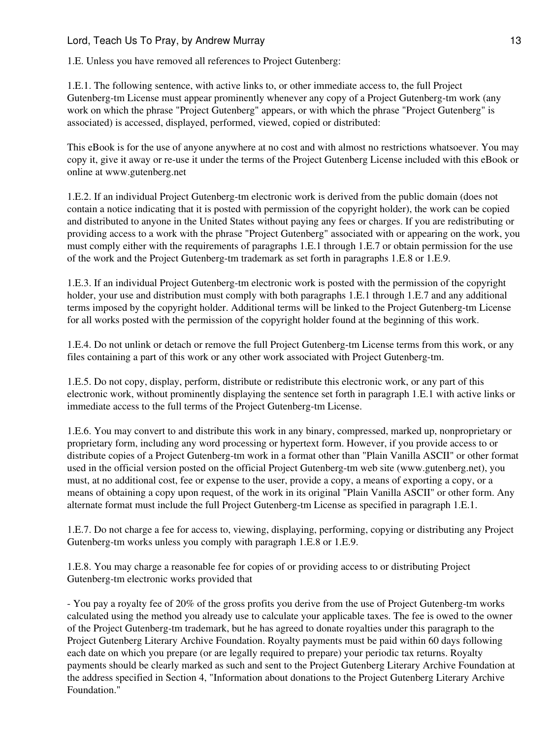1.E. Unless you have removed all references to Project Gutenberg:

1.E.1. The following sentence, with active links to, or other immediate access to, the full Project Gutenberg-tm License must appear prominently whenever any copy of a Project Gutenberg-tm work (any work on which the phrase "Project Gutenberg" appears, or with which the phrase "Project Gutenberg" is associated) is accessed, displayed, performed, viewed, copied or distributed:

This eBook is for the use of anyone anywhere at no cost and with almost no restrictions whatsoever. You may copy it, give it away or re-use it under the terms of the Project Gutenberg License included with this eBook or online at www.gutenberg.net

1.E.2. If an individual Project Gutenberg-tm electronic work is derived from the public domain (does not contain a notice indicating that it is posted with permission of the copyright holder), the work can be copied and distributed to anyone in the United States without paying any fees or charges. If you are redistributing or providing access to a work with the phrase "Project Gutenberg" associated with or appearing on the work, you must comply either with the requirements of paragraphs 1.E.1 through 1.E.7 or obtain permission for the use of the work and the Project Gutenberg-tm trademark as set forth in paragraphs 1.E.8 or 1.E.9.

1.E.3. If an individual Project Gutenberg-tm electronic work is posted with the permission of the copyright holder, your use and distribution must comply with both paragraphs 1.E.1 through 1.E.7 and any additional terms imposed by the copyright holder. Additional terms will be linked to the Project Gutenberg-tm License for all works posted with the permission of the copyright holder found at the beginning of this work.

1.E.4. Do not unlink or detach or remove the full Project Gutenberg-tm License terms from this work, or any files containing a part of this work or any other work associated with Project Gutenberg-tm.

1.E.5. Do not copy, display, perform, distribute or redistribute this electronic work, or any part of this electronic work, without prominently displaying the sentence set forth in paragraph 1.E.1 with active links or immediate access to the full terms of the Project Gutenberg-tm License.

1.E.6. You may convert to and distribute this work in any binary, compressed, marked up, nonproprietary or proprietary form, including any word processing or hypertext form. However, if you provide access to or distribute copies of a Project Gutenberg-tm work in a format other than "Plain Vanilla ASCII" or other format used in the official version posted on the official Project Gutenberg-tm web site (www.gutenberg.net), you must, at no additional cost, fee or expense to the user, provide a copy, a means of exporting a copy, or a means of obtaining a copy upon request, of the work in its original "Plain Vanilla ASCII" or other form. Any alternate format must include the full Project Gutenberg-tm License as specified in paragraph 1.E.1.

1.E.7. Do not charge a fee for access to, viewing, displaying, performing, copying or distributing any Project Gutenberg-tm works unless you comply with paragraph 1.E.8 or 1.E.9.

1.E.8. You may charge a reasonable fee for copies of or providing access to or distributing Project Gutenberg-tm electronic works provided that

- You pay a royalty fee of 20% of the gross profits you derive from the use of Project Gutenberg-tm works calculated using the method you already use to calculate your applicable taxes. The fee is owed to the owner of the Project Gutenberg-tm trademark, but he has agreed to donate royalties under this paragraph to the Project Gutenberg Literary Archive Foundation. Royalty payments must be paid within 60 days following each date on which you prepare (or are legally required to prepare) your periodic tax returns. Royalty payments should be clearly marked as such and sent to the Project Gutenberg Literary Archive Foundation at the address specified in Section 4, "Information about donations to the Project Gutenberg Literary Archive Foundation."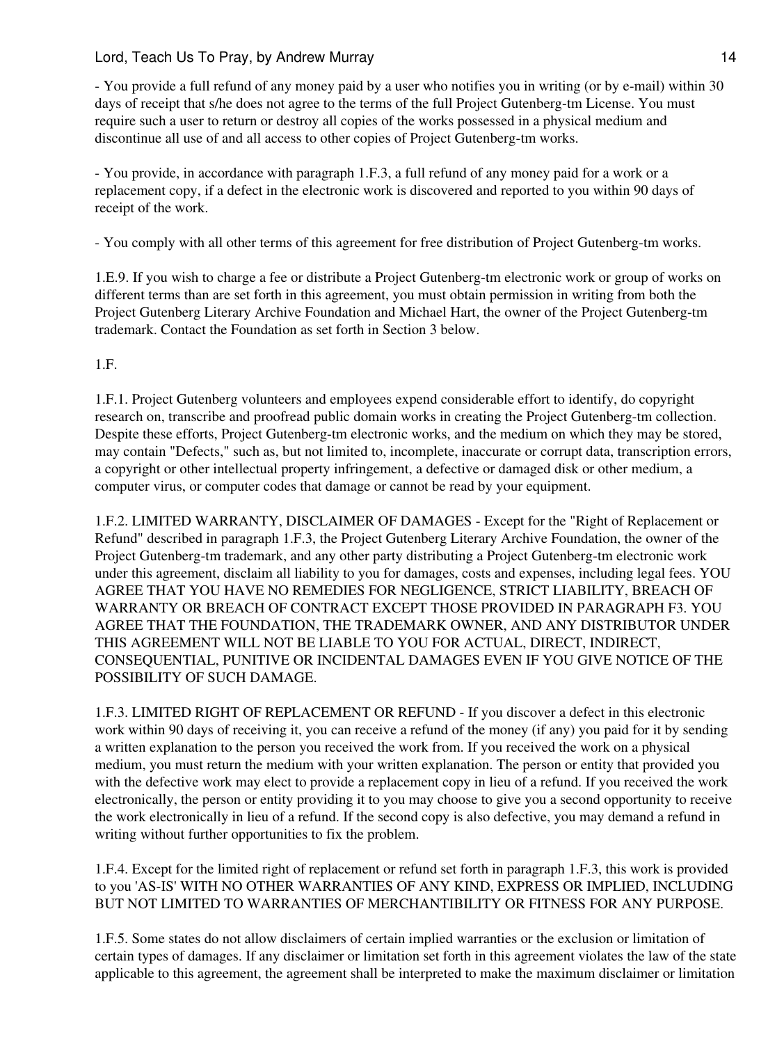- You provide a full refund of any money paid by a user who notifies you in writing (or by e-mail) within 30 days of receipt that s/he does not agree to the terms of the full Project Gutenberg-tm License. You must require such a user to return or destroy all copies of the works possessed in a physical medium and discontinue all use of and all access to other copies of Project Gutenberg-tm works.

- You provide, in accordance with paragraph 1.F.3, a full refund of any money paid for a work or a replacement copy, if a defect in the electronic work is discovered and reported to you within 90 days of receipt of the work.

- You comply with all other terms of this agreement for free distribution of Project Gutenberg-tm works.

1.E.9. If you wish to charge a fee or distribute a Project Gutenberg-tm electronic work or group of works on different terms than are set forth in this agreement, you must obtain permission in writing from both the Project Gutenberg Literary Archive Foundation and Michael Hart, the owner of the Project Gutenberg-tm trademark. Contact the Foundation as set forth in Section 3 below.

1.F.

1.F.1. Project Gutenberg volunteers and employees expend considerable effort to identify, do copyright research on, transcribe and proofread public domain works in creating the Project Gutenberg-tm collection. Despite these efforts, Project Gutenberg-tm electronic works, and the medium on which they may be stored, may contain "Defects," such as, but not limited to, incomplete, inaccurate or corrupt data, transcription errors, a copyright or other intellectual property infringement, a defective or damaged disk or other medium, a computer virus, or computer codes that damage or cannot be read by your equipment.

1.F.2. LIMITED WARRANTY, DISCLAIMER OF DAMAGES - Except for the "Right of Replacement or Refund" described in paragraph 1.F.3, the Project Gutenberg Literary Archive Foundation, the owner of the Project Gutenberg-tm trademark, and any other party distributing a Project Gutenberg-tm electronic work under this agreement, disclaim all liability to you for damages, costs and expenses, including legal fees. YOU AGREE THAT YOU HAVE NO REMEDIES FOR NEGLIGENCE, STRICT LIABILITY, BREACH OF WARRANTY OR BREACH OF CONTRACT EXCEPT THOSE PROVIDED IN PARAGRAPH F3. YOU AGREE THAT THE FOUNDATION, THE TRADEMARK OWNER, AND ANY DISTRIBUTOR UNDER THIS AGREEMENT WILL NOT BE LIABLE TO YOU FOR ACTUAL, DIRECT, INDIRECT, CONSEQUENTIAL, PUNITIVE OR INCIDENTAL DAMAGES EVEN IF YOU GIVE NOTICE OF THE POSSIBILITY OF SUCH DAMAGE.

1.F.3. LIMITED RIGHT OF REPLACEMENT OR REFUND - If you discover a defect in this electronic work within 90 days of receiving it, you can receive a refund of the money (if any) you paid for it by sending a written explanation to the person you received the work from. If you received the work on a physical medium, you must return the medium with your written explanation. The person or entity that provided you with the defective work may elect to provide a replacement copy in lieu of a refund. If you received the work electronically, the person or entity providing it to you may choose to give you a second opportunity to receive the work electronically in lieu of a refund. If the second copy is also defective, you may demand a refund in writing without further opportunities to fix the problem.

1.F.4. Except for the limited right of replacement or refund set forth in paragraph 1.F.3, this work is provided to you 'AS-IS' WITH NO OTHER WARRANTIES OF ANY KIND, EXPRESS OR IMPLIED, INCLUDING BUT NOT LIMITED TO WARRANTIES OF MERCHANTIBILITY OR FITNESS FOR ANY PURPOSE.

1.F.5. Some states do not allow disclaimers of certain implied warranties or the exclusion or limitation of certain types of damages. If any disclaimer or limitation set forth in this agreement violates the law of the state applicable to this agreement, the agreement shall be interpreted to make the maximum disclaimer or limitation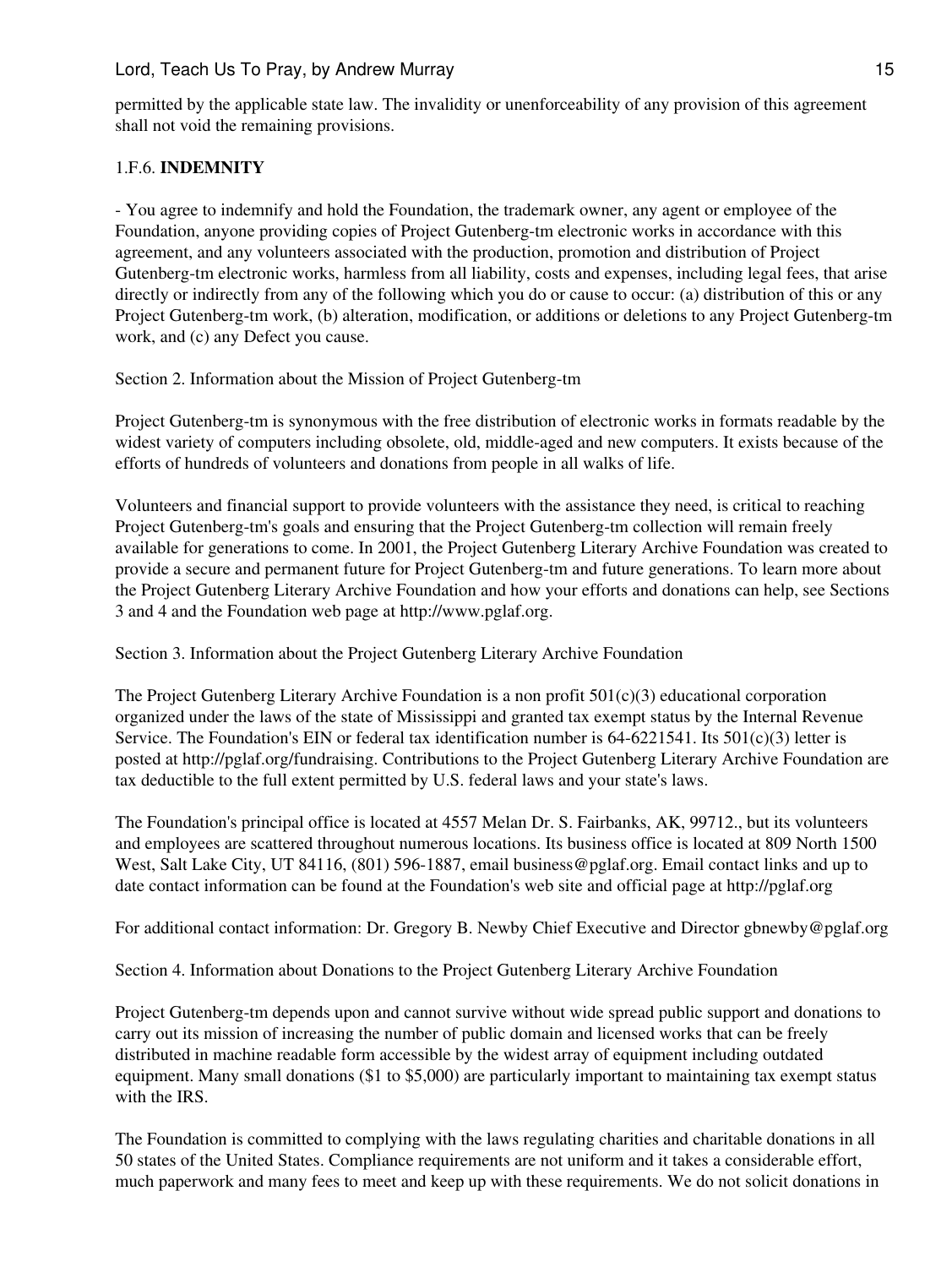permitted by the applicable state law. The invalidity or unenforceability of any provision of this agreement shall not void the remaining provisions.

1.F.6. **INDEMNITY**

- You agree to indemnify and hold the Foundation, the trademark owner, any agent or employee of the Foundation, anyone providing copies of Project Gutenberg-tm electronic works in accordance with this agreement, and any volunteers associated with the production, promotion and distribution of Project Gutenberg-tm electronic works, harmless from all liability, costs and expenses, including legal fees, that arise directly or indirectly from any of the following which you do or cause to occur: (a) distribution of this or any Project Gutenberg-tm work, (b) alteration, modification, or additions or deletions to any Project Gutenberg-tm work, and (c) any Defect you cause.

Section 2. Information about the Mission of Project Gutenberg-tm

Project Gutenberg-tm is synonymous with the free distribution of electronic works in formats readable by the widest variety of computers including obsolete, old, middle-aged and new computers. It exists because of the efforts of hundreds of volunteers and donations from people in all walks of life.

Volunteers and financial support to provide volunteers with the assistance they need, is critical to reaching Project Gutenberg-tm's goals and ensuring that the Project Gutenberg-tm collection will remain freely available for generations to come. In 2001, the Project Gutenberg Literary Archive Foundation was created to provide a secure and permanent future for Project Gutenberg-tm and future generations. To learn more about the Project Gutenberg Literary Archive Foundation and how your efforts and donations can help, see Sections 3 and 4 and the Foundation web page at http://www.pglaf.org.

Section 3. Information about the Project Gutenberg Literary Archive Foundation

The Project Gutenberg Literary Archive Foundation is a non profit 501(c)(3) educational corporation organized under the laws of the state of Mississippi and granted tax exempt status by the Internal Revenue Service. The Foundation's EIN or federal tax identification number is 64-6221541. Its 501(c)(3) letter is posted at http://pglaf.org/fundraising. Contributions to the Project Gutenberg Literary Archive Foundation are tax deductible to the full extent permitted by U.S. federal laws and your state's laws.

The Foundation's principal office is located at 4557 Melan Dr. S. Fairbanks, AK, 99712., but its volunteers and employees are scattered throughout numerous locations. Its business office is located at 809 North 1500 West, Salt Lake City, UT 84116, (801) 596-1887, email business@pglaf.org. Email contact links and up to date contact information can be found at the Foundation's web site and official page at http://pglaf.org

For additional contact information: Dr. Gregory B. Newby Chief Executive and Director gbnewby@pglaf.org

Section 4. Information about Donations to the Project Gutenberg Literary Archive Foundation

Project Gutenberg-tm depends upon and cannot survive without wide spread public support and donations to carry out its mission of increasing the number of public domain and licensed works that can be freely distributed in machine readable form accessible by the widest array of equipment including outdated equipment. Many small donations ($1 to $5,000) are particularly important to maintaining tax exempt status with the IRS.

The Foundation is committed to complying with the laws regulating charities and charitable donations in all 50 states of the United States. Compliance requirements are not uniform and it takes a considerable effort, much paperwork and many fees to meet and keep up with these requirements. We do not solicit donations in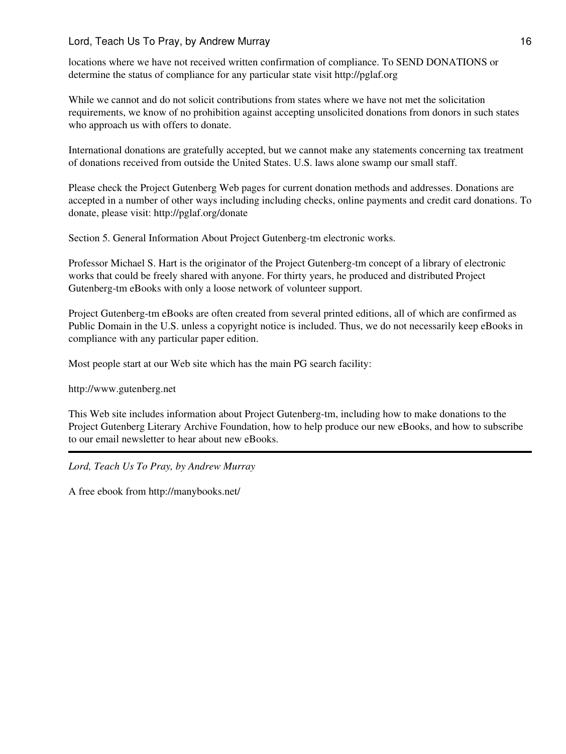locations where we have not received written confirmation of compliance. To SEND DONATIONS or determine the status of compliance for any particular state visit http://pglaf.org

While we cannot and do not solicit contributions from states where we have not met the solicitation requirements, we know of no prohibition against accepting unsolicited donations from donors in such states who approach us with offers to donate.

International donations are gratefully accepted, but we cannot make any statements concerning tax treatment of donations received from outside the United States. U.S. laws alone swamp our small staff.

Please check the Project Gutenberg Web pages for current donation methods and addresses. Donations are accepted in a number of other ways including including checks, online payments and credit card donations. To donate, please visit: http://pglaf.org/donate

Section 5. General Information About Project Gutenberg-tm electronic works.

Professor Michael S. Hart is the originator of the Project Gutenberg-tm concept of a library of electronic works that could be freely shared with anyone. For thirty years, he produced and distributed Project Gutenberg-tm eBooks with only a loose network of volunteer support.

Project Gutenberg-tm eBooks are often created from several printed editions, all of which are confirmed as Public Domain in the U.S. unless a copyright notice is included. Thus, we do not necessarily keep eBooks in compliance with any particular paper edition.

Most people start at our Web site which has the main PG search facility:

http://www.gutenberg.net

This Web site includes information about Project Gutenberg-tm, including how to make donations to the Project Gutenberg Literary Archive Foundation, how to help produce our new eBooks, and how to subscribe to our email newsletter to hear about new eBooks.

---

*Lord, Teach Us To Pray, by Andrew Murray*

A free ebook from http://manybooks.net/